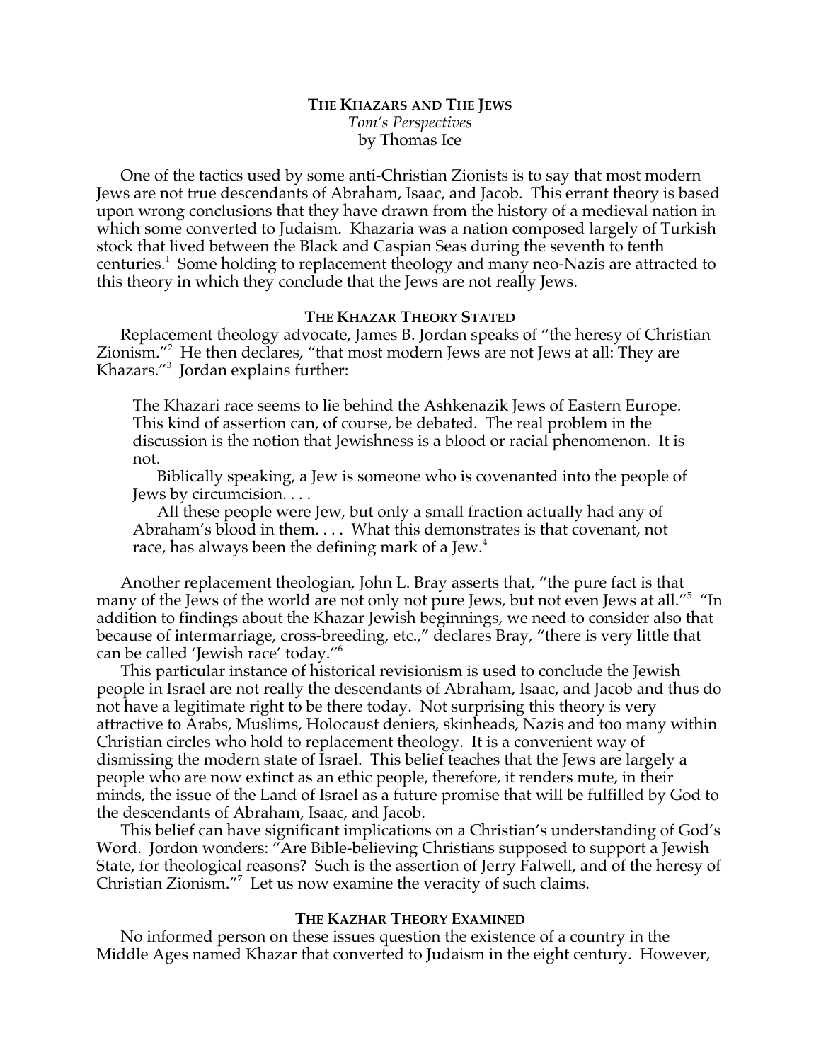# THE KHAZARS AND THE JEWS

*Tom's Perspectives*

by Thomas Ice

One of the tactics used by some anti-Christian Zionists is to say that most modern Jews are not true descendants of Abraham, Isaac, and Jacob. This errant theory is based upon wrong conclusions that they have drawn from the history of a medieval nation in which some converted to Judaism. Khazaria was a nation composed largely of Turkish stock that lived between the Black and Caspian Seas during the seventh to tenth centuries.[1] Some holding to replacement theology and many neo-Nazis are attracted to this theory in which they conclude that the Jews are not really Jews.

## THE KHAZAR THEORY STATED

Replacement theology advocate, James B. Jordan speaks of "the heresy of Christian Zionism."[2] He then declares, "that most modern Jews are not Jews at all: They are Khazars."[3] Jordan explains further:

> The Khazari race seems to lie behind the Ashkenazik Jews of Eastern Europe. This kind of assertion can, of course, be debated. The real problem in the discussion is the notion that Jewishness is a blood or racial phenomenon. It is not.
>
> Biblically speaking, a Jew is someone who is covenanted into the people of Jews by circumcision. . . .
>
> All these people were Jew, but only a small fraction actually had any of Abraham's blood in them. . . . What this demonstrates is that covenant, not race, has always been the defining mark of a Jew.[4]

Another replacement theologian, John L. Bray asserts that, "the pure fact is that many of the Jews of the world are not only not pure Jews, but not even Jews at all."[5] "In addition to findings about the Khazar Jewish beginnings, we need to consider also that because of intermarriage, cross-breeding, etc.," declares Bray, "there is very little that can be called 'Jewish race' today."[6]

This particular instance of historical revisionism is used to conclude the Jewish people in Israel are not really the descendants of Abraham, Isaac, and Jacob and thus do not have a legitimate right to be there today. Not surprising this theory is very attractive to Arabs, Muslims, Holocaust deniers, skinheads, Nazis and too many within Christian circles who hold to replacement theology. It is a convenient way of dismissing the modern state of Israel. This belief teaches that the Jews are largely a people who are now extinct as an ethic people, therefore, it renders mute, in their minds, the issue of the Land of Israel as a future promise that will be fulfilled by God to the descendants of Abraham, Isaac, and Jacob.

This belief can have significant implications on a Christian's understanding of God's Word. Jordon wonders: "Are Bible-believing Christians supposed to support a Jewish State, for theological reasons? Such is the assertion of Jerry Falwell, and of the heresy of Christian Zionism."[7] Let us now examine the veracity of such claims.

## THE KAZHAR THEORY EXAMINED

No informed person on these issues question the existence of a country in the Middle Ages named Khazar that converted to Judaism in the eight century. However,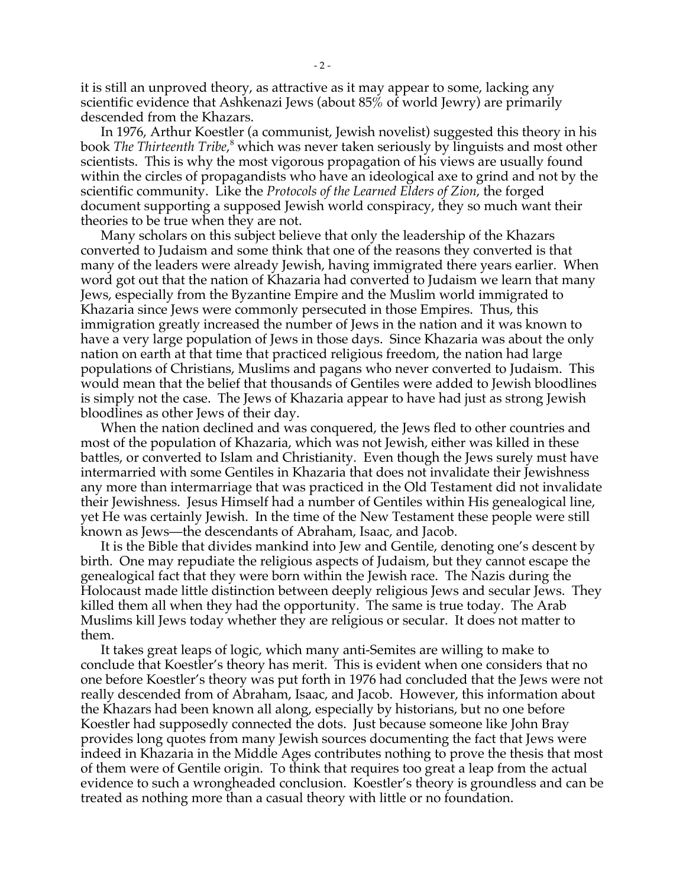it is still an unproved theory, as attractive as it may appear to some, lacking any scientific evidence that Ashkenazi Jews (about 85% of world Jewry) are primarily descended from the Khazars.

In 1976, Arthur Koestler (a communist, Jewish novelist) suggested this theory in his book *The Thirteenth Tribe*,[8] which was never taken seriously by linguists and most other scientists. This is why the most vigorous propagation of his views are usually found within the circles of propagandists who have an ideological axe to grind and not by the scientific community. Like the *Protocols of the Learned Elders of Zion*, the forged document supporting a supposed Jewish world conspiracy, they so much want their theories to be true when they are not.

Many scholars on this subject believe that only the leadership of the Khazars converted to Judaism and some think that one of the reasons they converted is that many of the leaders were already Jewish, having immigrated there years earlier. When word got out that the nation of Khazaria had converted to Judaism we learn that many Jews, especially from the Byzantine Empire and the Muslim world immigrated to Khazaria since Jews were commonly persecuted in those Empires. Thus, this immigration greatly increased the number of Jews in the nation and it was known to have a very large population of Jews in those days. Since Khazaria was about the only nation on earth at that time that practiced religious freedom, the nation had large populations of Christians, Muslims and pagans who never converted to Judaism. This would mean that the belief that thousands of Gentiles were added to Jewish bloodlines is simply not the case. The Jews of Khazaria appear to have had just as strong Jewish bloodlines as other Jews of their day.

When the nation declined and was conquered, the Jews fled to other countries and most of the population of Khazaria, which was not Jewish, either was killed in these battles, or converted to Islam and Christianity. Even though the Jews surely must have intermarried with some Gentiles in Khazaria that does not invalidate their Jewishness any more than intermarriage that was practiced in the Old Testament did not invalidate their Jewishness. Jesus Himself had a number of Gentiles within His genealogical line, yet He was certainly Jewish. In the time of the New Testament these people were still known as Jews—the descendants of Abraham, Isaac, and Jacob.

It is the Bible that divides mankind into Jew and Gentile, denoting one's descent by birth. One may repudiate the religious aspects of Judaism, but they cannot escape the genealogical fact that they were born within the Jewish race. The Nazis during the Holocaust made little distinction between deeply religious Jews and secular Jews. They killed them all when they had the opportunity. The same is true today. The Arab Muslims kill Jews today whether they are religious or secular. It does not matter to them.

It takes great leaps of logic, which many anti-Semites are willing to make to conclude that Koestler's theory has merit. This is evident when one considers that no one before Koestler's theory was put forth in 1976 had concluded that the Jews were not really descended from of Abraham, Isaac, and Jacob. However, this information about the Khazars had been known all along, especially by historians, but no one before Koestler had supposedly connected the dots. Just because someone like John Bray provides long quotes from many Jewish sources documenting the fact that Jews were indeed in Khazaria in the Middle Ages contributes nothing to prove the thesis that most of them were of Gentile origin. To think that requires too great a leap from the actual evidence to such a wrongheaded conclusion. Koestler's theory is groundless and can be treated as nothing more than a casual theory with little or no foundation.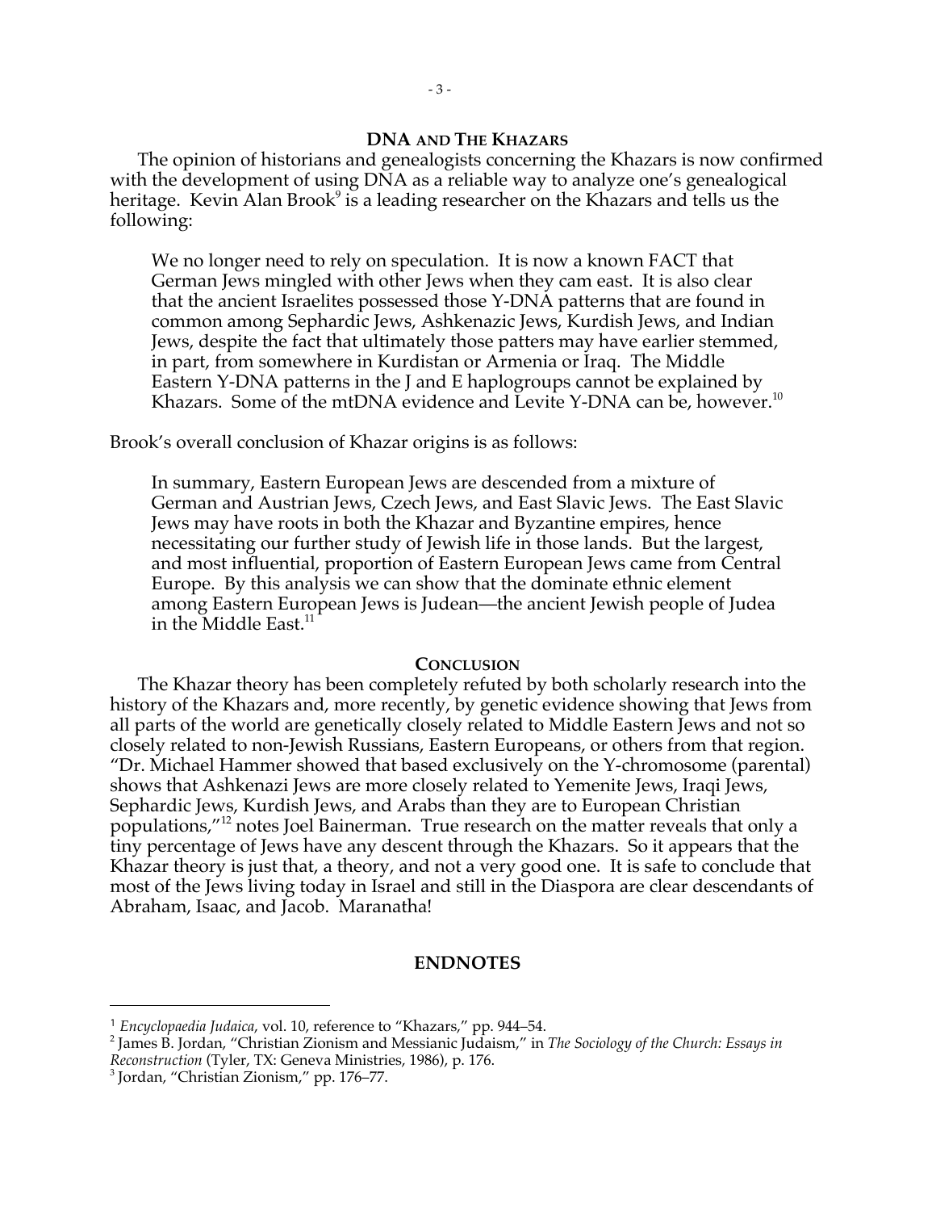## DNA AND THE KHAZARS

The opinion of historians and genealogists concerning the Khazars is now confirmed with the development of using DNA as a reliable way to analyze one's genealogical heritage. Kevin Alan Brook[9] is a leading researcher on the Khazars and tells us the following:

> We no longer need to rely on speculation. It is now a known FACT that German Jews mingled with other Jews when they cam east. It is also clear that the ancient Israelites possessed those Y-DNA patterns that are found in common among Sephardic Jews, Ashkenazic Jews, Kurdish Jews, and Indian Jews, despite the fact that ultimately those patters may have earlier stemmed, in part, from somewhere in Kurdistan or Armenia or Iraq. The Middle Eastern Y-DNA patterns in the J and E haplogroups cannot be explained by Khazars. Some of the mtDNA evidence and Levite Y-DNA can be, however.[10]

Brook's overall conclusion of Khazar origins is as follows:

> In summary, Eastern European Jews are descended from a mixture of German and Austrian Jews, Czech Jews, and East Slavic Jews. The East Slavic Jews may have roots in both the Khazar and Byzantine empires, hence necessitating our further study of Jewish life in those lands. But the largest, and most influential, proportion of Eastern European Jews came from Central Europe. By this analysis we can show that the dominate ethnic element among Eastern European Jews is Judean—the ancient Jewish people of Judea in the Middle East.[11]

## CONCLUSION

The Khazar theory has been completely refuted by both scholarly research into the history of the Khazars and, more recently, by genetic evidence showing that Jews from all parts of the world are genetically closely related to Middle Eastern Jews and not so closely related to non-Jewish Russians, Eastern Europeans, or others from that region. "Dr. Michael Hammer showed that based exclusively on the Y-chromosome (parental) shows that Ashkenazi Jews are more closely related to Yemenite Jews, Iraqi Jews, Sephardic Jews, Kurdish Jews, and Arabs than they are to European Christian populations,"[12] notes Joel Bainerman. True research on the matter reveals that only a tiny percentage of Jews have any descent through the Khazars. So it appears that the Khazar theory is just that, a theory, and not a very good one. It is safe to conclude that most of the Jews living today in Israel and still in the Diaspora are clear descendants of Abraham, Isaac, and Jacob. Maranatha!

## ENDNOTES

[1] *Encyclopaedia Judaica*, vol. 10, reference to "Khazars," pp. 944–54.

[2] James B. Jordan, "Christian Zionism and Messianic Judaism," in *The Sociology of the Church: Essays in Reconstruction* (Tyler, TX: Geneva Ministries, 1986), p. 176.

[3] Jordan, "Christian Zionism," pp. 176–77.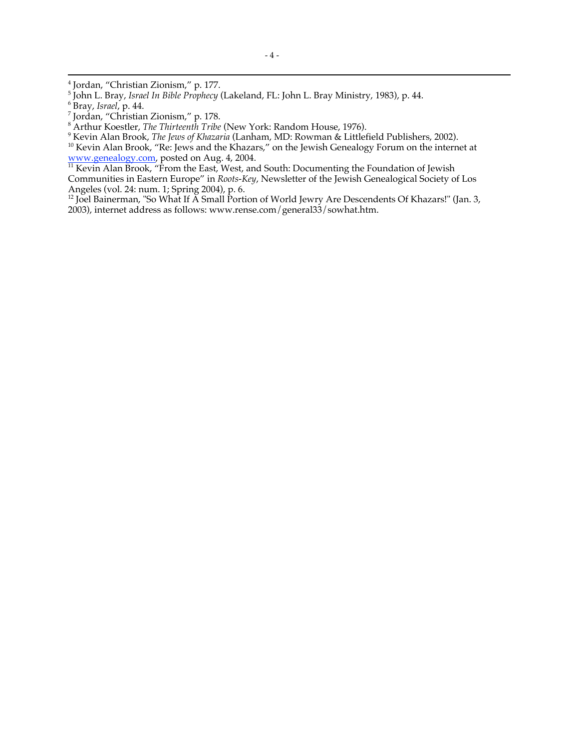[4] Jordan, "Christian Zionism," p. 177.
[5] John L. Bray, *Israel In Bible Prophecy* (Lakeland, FL: John L. Bray Ministry, 1983), p. 44.
[6] Bray, *Israel*, p. 44.
[7] Jordan, "Christian Zionism," p. 178.
[8] Arthur Koestler, *The Thirteenth Tribe* (New York: Random House, 1976).
[9] Kevin Alan Brook, *The Jews of Khazaria* (Lanham, MD: Rowman & Littlefield Publishers, 2002).
[10] Kevin Alan Brook, "Re: Jews and the Khazars," on the Jewish Genealogy Forum on the internet at www.genealogy.com, posted on Aug. 4, 2004.
[11] Kevin Alan Brook, "From the East, West, and South: Documenting the Foundation of Jewish Communities in Eastern Europe" in *Roots-Key*, Newsletter of the Jewish Genealogical Society of Los Angeles (vol. 24: num. 1; Spring 2004), p. 6.
[12] Joel Bainerman, "So What If A Small Portion of World Jewry Are Descendents Of Khazars!" (Jan. 3, 2003), internet address as follows: www.rense.com/general33/sowhat.htm.